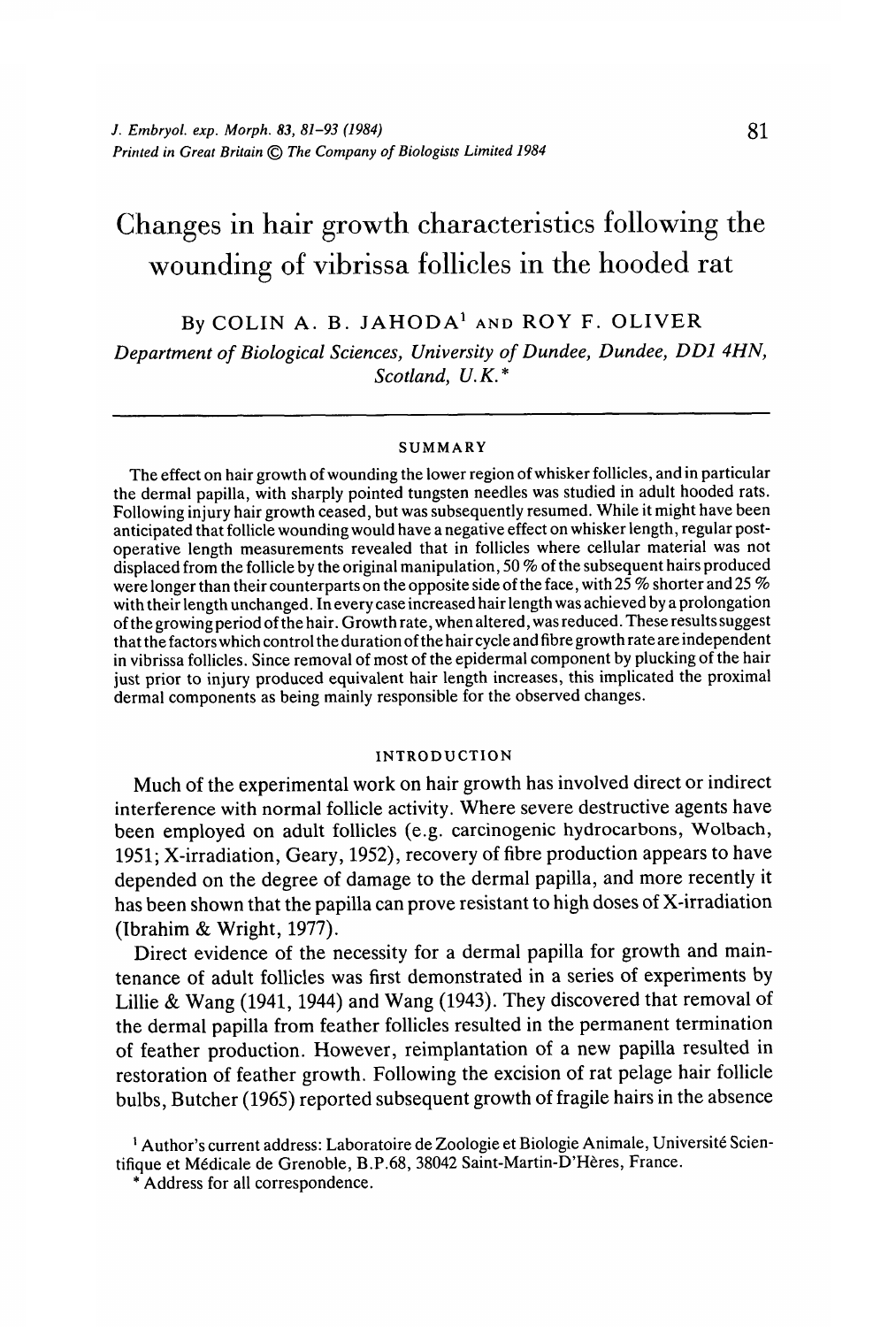# Changes in hair growth characteristics following the wounding of vibrissa follicles in the hooded rat

By COLIN A. B. JAHODA[1] AND ROY F. OLIVER

*Department of Biological Sciences, University of Dundee, Dundee, DD1 4HN, Scotland, U.K.**

## SUMMARY

The effect on hair growth of wounding the lower region of whisker follicles, and in particular the dermal papilla, with sharply pointed tungsten needles was studied in adult hooded rats. Following injury hair growth ceased, but was subsequently resumed. While it might have been anticipated that follicle wounding would have a negative effect on whisker length, regular post-operative length measurements revealed that in follicles where cellular material was not displaced from the follicle by the original manipulation, 50 % of the subsequent hairs produced were longer than their counterparts on the opposite side of the face, with 25 % shorter and 25 % with their length unchanged. In every case increased hair length was achieved by a prolongation of the growing period of the hair. Growth rate, when altered, was reduced. These results suggest that the factors which control the duration of the hair cycle and fibre growth rate are independent in vibrissa follicles. Since removal of most of the epidermal component by plucking of the hair just prior to injury produced equivalent hair length increases, this implicated the proximal dermal components as being mainly responsible for the observed changes.

## INTRODUCTION

Much of the experimental work on hair growth has involved direct or indirect interference with normal follicle activity. Where severe destructive agents have been employed on adult follicles (e.g. carcinogenic hydrocarbons, Wolbach, 1951; X-irradiation, Geary, 1952), recovery of fibre production appears to have depended on the degree of damage to the dermal papilla, and more recently it has been shown that the papilla can prove resistant to high doses of X-irradiation (Ibrahim & Wright, 1977).

Direct evidence of the necessity for a dermal papilla for growth and maintenance of adult follicles was first demonstrated in a series of experiments by Lillie & Wang (1941, 1944) and Wang (1943). They discovered that removal of the dermal papilla from feather follicles resulted in the permanent termination of feather production. However, reimplantation of a new papilla resulted in restoration of feather growth. Following the excision of rat pelage hair follicle bulbs, Butcher (1965) reported subsequent growth of fragile hairs in the absence

[1] Author's current address: Laboratoire de Zoologie et Biologie Animale, Université Scientifique et Médicale de Grenoble, B.P.68, 38042 Saint-Martin-D'Hères, France.

* Address for all correspondence.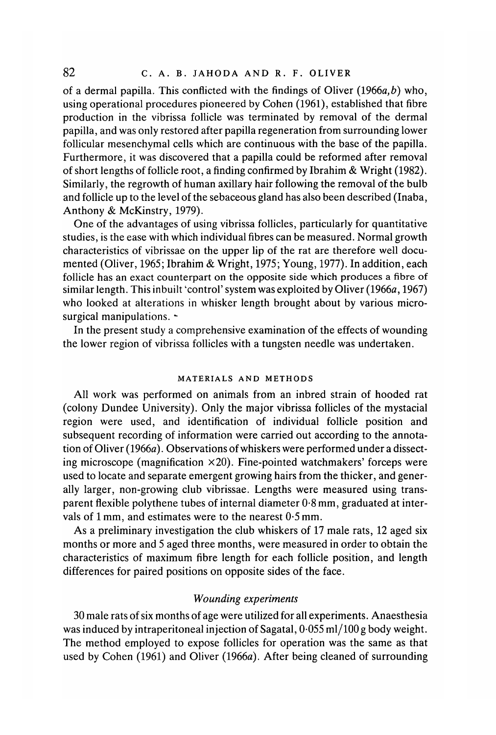of a dermal papilla. This conflicted with the findings of Oliver (1966*a,b*) who, using operational procedures pioneered by Cohen (1961), established that fibre production in the vibrissa follicle was terminated by removal of the dermal papilla, and was only restored after papilla regeneration from surrounding lower follicular mesenchymal cells which are continuous with the base of the papilla. Furthermore, it was discovered that a papilla could be reformed after removal of short lengths of follicle root, a finding confirmed by Ibrahim & Wright (1982). Similarly, the regrowth of human axillary hair following the removal of the bulb and follicle up to the level of the sebaceous gland has also been described (Inaba, Anthony & McKinstry, 1979).

One of the advantages of using vibrissa follicles, particularly for quantitative studies, is the ease with which individual fibres can be measured. Normal growth characteristics of vibrissae on the upper lip of the rat are therefore well documented (Oliver, 1965; Ibrahim & Wright, 1975; Young, 1977). In addition, each follicle has an exact counterpart on the opposite side which produces a fibre of similar length. This inbuilt 'control' system was exploited by Oliver (1966*a*, 1967) who looked at alterations in whisker length brought about by various microsurgical manipulations.

In the present study a comprehensive examination of the effects of wounding the lower region of vibrissa follicles with a tungsten needle was undertaken.

## MATERIALS AND METHODS

All work was performed on animals from an inbred strain of hooded rat (colony Dundee University). Only the major vibrissa follicles of the mystacial region were used, and identification of individual follicle position and subsequent recording of information were carried out according to the annotation of Oliver (1966*a*). Observations of whiskers were performed under a dissecting microscope (magnification ×20). Fine-pointed watchmakers' forceps were used to locate and separate emergent growing hairs from the thicker, and generally larger, non-growing club vibrissae. Lengths were measured using transparent flexible polythene tubes of internal diameter 0·8 mm, graduated at intervals of 1 mm, and estimates were to the nearest 0·5 mm.

As a preliminary investigation the club whiskers of 17 male rats, 12 aged six months or more and 5 aged three months, were measured in order to obtain the characteristics of maximum fibre length for each follicle position, and length differences for paired positions on opposite sides of the face.

### *Wounding experiments*

30 male rats of six months of age were utilized for all experiments. Anaesthesia was induced by intraperitoneal injection of Sagatal, 0·055 ml/100 g body weight. The method employed to expose follicles for operation was the same as that used by Cohen (1961) and Oliver (1966*a*). After being cleaned of surrounding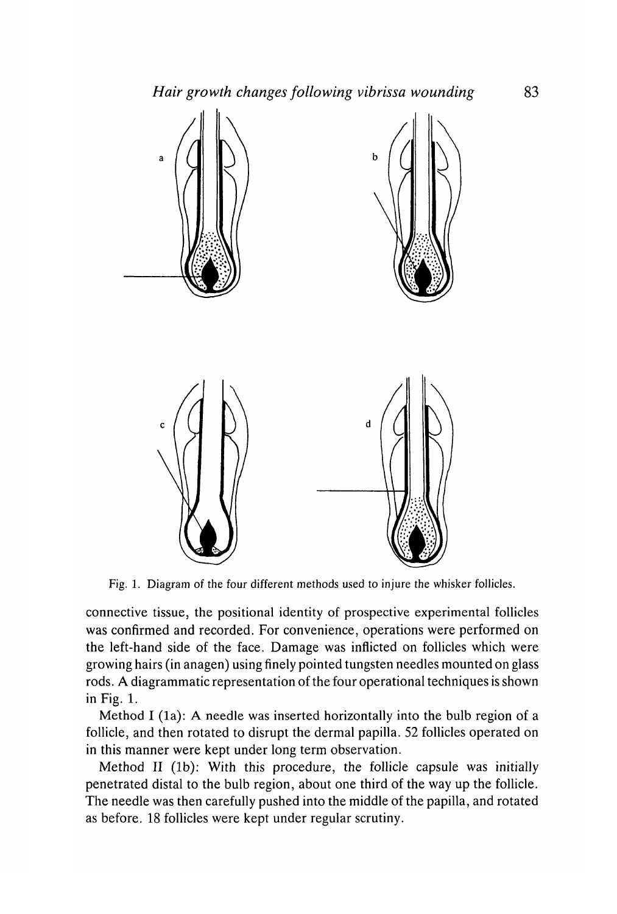Fig. 1. Diagram of the four different methods used to injure the whisker follicles.

connective tissue, the positional identity of prospective experimental follicles was confirmed and recorded. For convenience, operations were performed on the left-hand side of the face. Damage was inflicted on follicles which were growing hairs (in anagen) using finely pointed tungsten needles mounted on glass rods. A diagrammatic representation of the four operational techniques is shown in Fig. 1.

Method I (1a): A needle was inserted horizontally into the bulb region of a follicle, and then rotated to disrupt the dermal papilla. 52 follicles operated on in this manner were kept under long term observation.

Method II (1b): With this procedure, the follicle capsule was initially penetrated distal to the bulb region, about one third of the way up the follicle. The needle was then carefully pushed into the middle of the papilla, and rotated as before. 18 follicles were kept under regular scrutiny.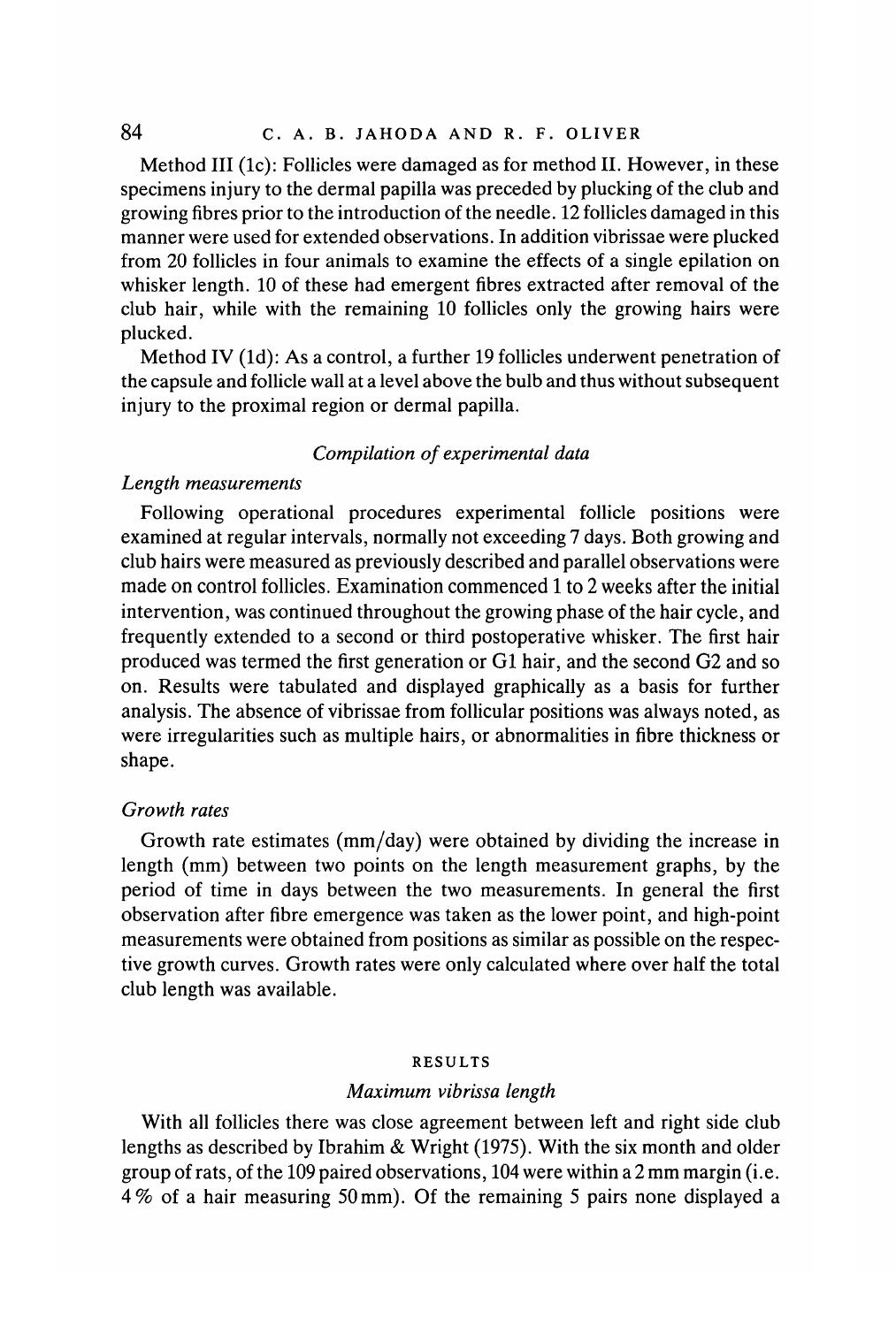Method III (1c): Follicles were damaged as for method II. However, in these specimens injury to the dermal papilla was preceded by plucking of the club and growing fibres prior to the introduction of the needle. 12 follicles damaged in this manner were used for extended observations. In addition vibrissae were plucked from 20 follicles in four animals to examine the effects of a single epilation on whisker length. 10 of these had emergent fibres extracted after removal of the club hair, while with the remaining 10 follicles only the growing hairs were plucked.

Method IV (1d): As a control, a further 19 follicles underwent penetration of the capsule and follicle wall at a level above the bulb and thus without subsequent injury to the proximal region or dermal papilla.

### *Compilation of experimental data*

#### *Length measurements*

Following operational procedures experimental follicle positions were examined at regular intervals, normally not exceeding 7 days. Both growing and club hairs were measured as previously described and parallel observations were made on control follicles. Examination commenced 1 to 2 weeks after the initial intervention, was continued throughout the growing phase of the hair cycle, and frequently extended to a second or third postoperative whisker. The first hair produced was termed the first generation or G1 hair, and the second G2 and so on. Results were tabulated and displayed graphically as a basis for further analysis. The absence of vibrissae from follicular positions was always noted, as were irregularities such as multiple hairs, or abnormalities in fibre thickness or shape.

#### *Growth rates*

Growth rate estimates (mm/day) were obtained by dividing the increase in length (mm) between two points on the length measurement graphs, by the period of time in days between the two measurements. In general the first observation after fibre emergence was taken as the lower point, and high-point measurements were obtained from positions as similar as possible on the respective growth curves. Growth rates were only calculated where over half the total club length was available.

## RESULTS

### *Maximum vibrissa length*

With all follicles there was close agreement between left and right side club lengths as described by Ibrahim & Wright (1975). With the six month and older group of rats, of the 109 paired observations, 104 were within a 2 mm margin (i.e. 4% of a hair measuring 50 mm). Of the remaining 5 pairs none displayed a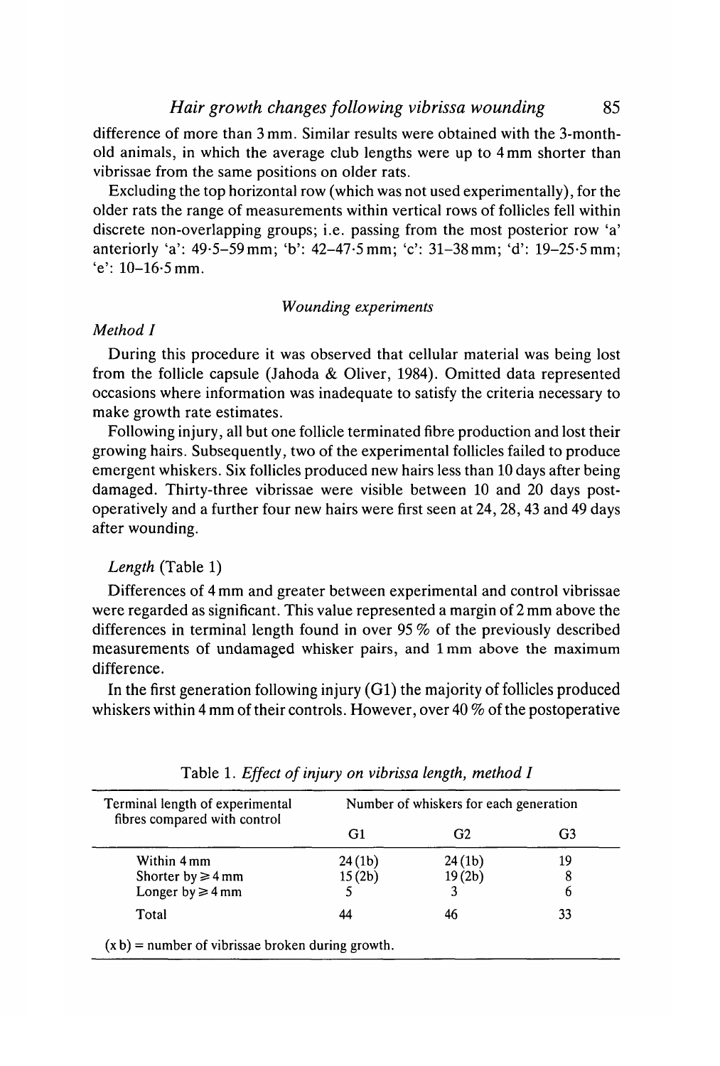difference of more than 3 mm. Similar results were obtained with the 3-month-old animals, in which the average club lengths were up to 4 mm shorter than vibrissae from the same positions on older rats.

Excluding the top horizontal row (which was not used experimentally), for the older rats the range of measurements within vertical rows of follicles fell within discrete non-overlapping groups; i.e. passing from the most posterior row 'a' anteriorly 'a': 49·5–59 mm; 'b': 42–47·5 mm; 'c': 31–38 mm; 'd': 19–25·5 mm; 'e': 10–16·5 mm.

### *Wounding experiments*

#### *Method I*

During this procedure it was observed that cellular material was being lost from the follicle capsule (Jahoda & Oliver, 1984). Omitted data represented occasions where information was inadequate to satisfy the criteria necessary to make growth rate estimates.

Following injury, all but one follicle terminated fibre production and lost their growing hairs. Subsequently, two of the experimental follicles failed to produce emergent whiskers. Six follicles produced new hairs less than 10 days after being damaged. Thirty-three vibrissae were visible between 10 and 20 days post-operatively and a further four new hairs were first seen at 24, 28, 43 and 49 days after wounding.

#### *Length* (Table 1)

Differences of 4 mm and greater between experimental and control vibrissae were regarded as significant. This value represented a margin of 2 mm above the differences in terminal length found in over 95 % of the previously described measurements of undamaged whisker pairs, and 1 mm above the maximum difference.

In the first generation following injury (G1) the majority of follicles produced whiskers within 4 mm of their controls. However, over 40 % of the postoperative

Table 1. *Effect of injury on vibrissa length, method I*

| Terminal length of experimental fibres compared with control | Number of whiskers for each generation | | |
|---|---|---|---|
| | G1 | G2 | G3 |
| Within 4 mm | 24 (1b) | 24 (1b) | 19 |
| Shorter by ≥ 4 mm | 15 (2b) | 19 (2b) | 8 |
| Longer by ≥ 4 mm | 5 | 3 | 6 |
| Total | 44 | 46 | 33 |

(x b) = number of vibrissae broken during growth.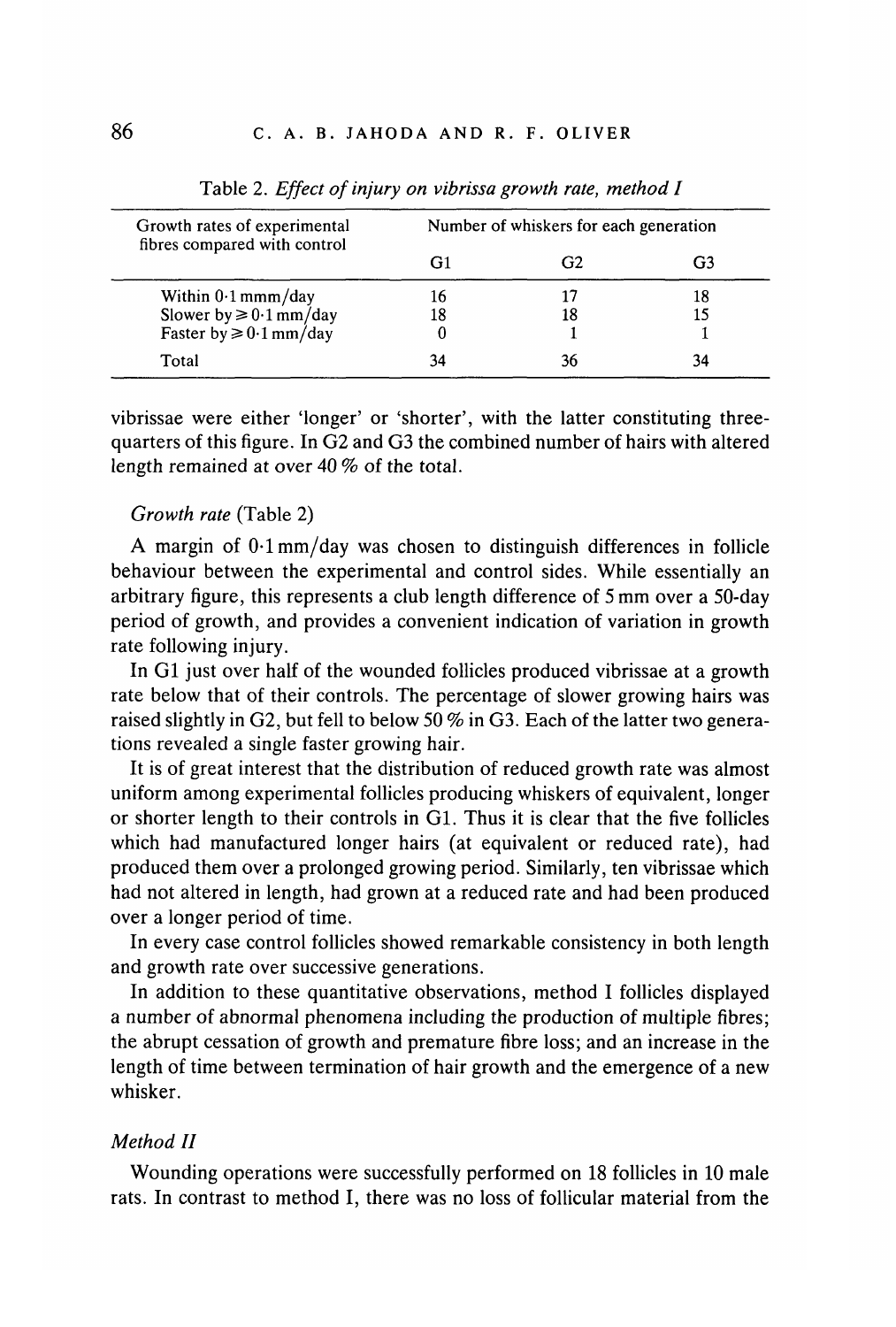Table 2. *Effect of injury on vibrissa growth rate, method I*

| Growth rates of experimental fibres compared with control | Number of whiskers for each generation | | |
|---|---|---|---|
| | G1 | G2 | G3 |
| Within 0·1 mmm/day | 16 | 17 | 18 |
| Slower by ≥ 0·1 mm/day | 18 | 18 | 15 |
| Faster by ≥ 0·1 mm/day | 0 | 1 | 1 |
| Total | 34 | 36 | 34 |

vibrissae were either 'longer' or 'shorter', with the latter constituting three-quarters of this figure. In G2 and G3 the combined number of hairs with altered length remained at over 40 % of the total.

### *Growth rate* (Table 2)

A margin of 0·1 mm/day was chosen to distinguish differences in follicle behaviour between the experimental and control sides. While essentially an arbitrary figure, this represents a club length difference of 5 mm over a 50-day period of growth, and provides a convenient indication of variation in growth rate following injury.

In G1 just over half of the wounded follicles produced vibrissae at a growth rate below that of their controls. The percentage of slower growing hairs was raised slightly in G2, but fell to below 50 % in G3. Each of the latter two generations revealed a single faster growing hair.

It is of great interest that the distribution of reduced growth rate was almost uniform among experimental follicles producing whiskers of equivalent, longer or shorter length to their controls in G1. Thus it is clear that the five follicles which had manufactured longer hairs (at equivalent or reduced rate), had produced them over a prolonged growing period. Similarly, ten vibrissae which had not altered in length, had grown at a reduced rate and had been produced over a longer period of time.

In every case control follicles showed remarkable consistency in both length and growth rate over successive generations.

In addition to these quantitative observations, method I follicles displayed a number of abnormal phenomena including the production of multiple fibres; the abrupt cessation of growth and premature fibre loss; and an increase in the length of time between termination of hair growth and the emergence of a new whisker.

### *Method II*

Wounding operations were successfully performed on 18 follicles in 10 male rats. In contrast to method I, there was no loss of follicular material from the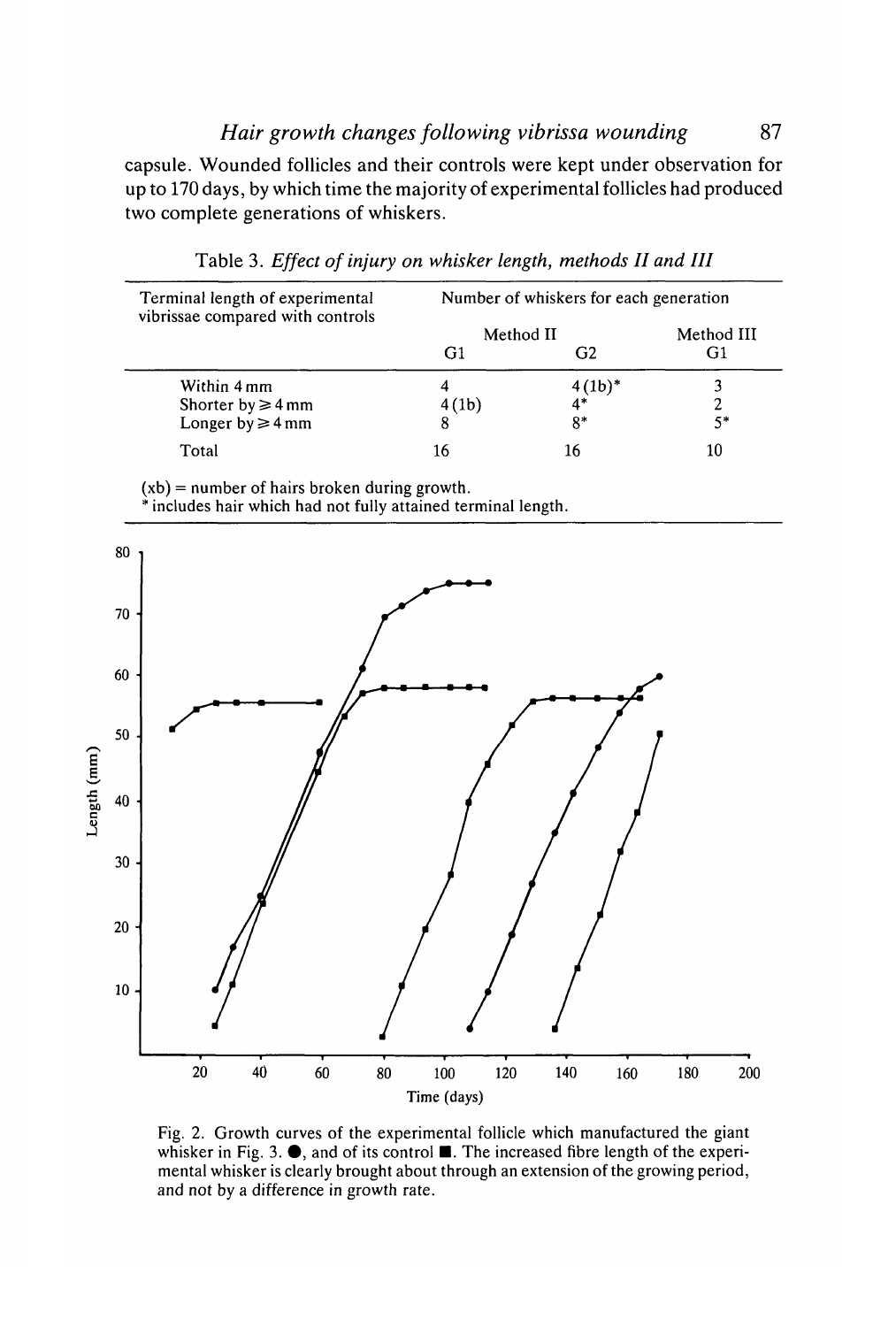capsule. Wounded follicles and their controls were kept under observation for up to 170 days, by which time the majority of experimental follicles had produced two complete generations of whiskers.

Table 3. *Effect of injury on whisker length, methods II and III*

| Terminal length of experimental vibrissae compared with controls | Number of whiskers for each generation | | |
|---|---|---|---|
| | Method II | | Method III |
| | G1 | G2 | G1 |
| Within 4 mm | 4 | 4 (1b)* | 3 |
| Shorter by ≥ 4 mm | 4 (1b) | 4* | 2 |
| Longer by ≥ 4 mm | 8 | 8* | 5* |
| Total | 16 | 16 | 10 |

(xb) = number of hairs broken during growth.
* includes hair which had not fully attained terminal length.

Fig. 2. Growth curves of the experimental follicle which manufactured the giant whisker in Fig. 3. ●, and of its control ■. The increased fibre length of the experimental whisker is clearly brought about through an extension of the growing period, and not by a difference in growth rate.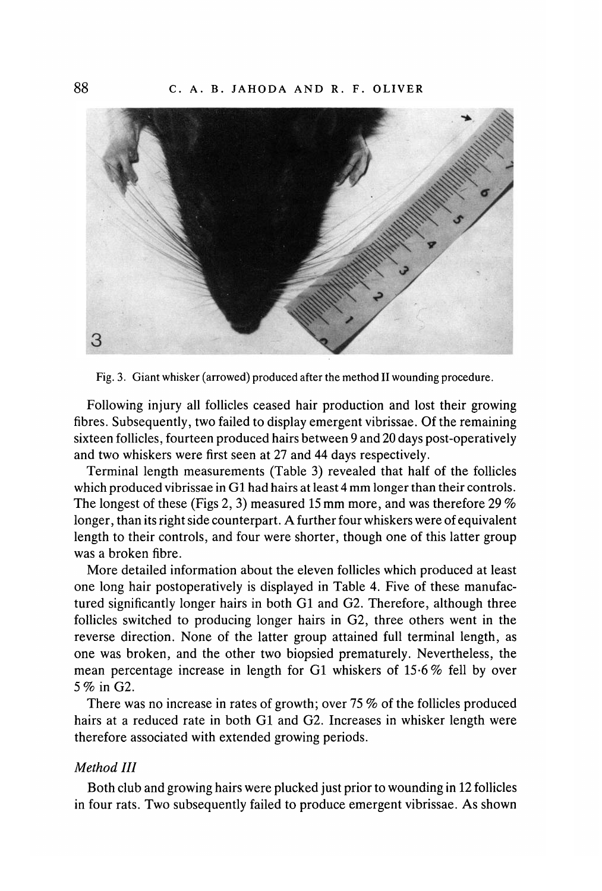Fig. 3. Giant whisker (arrowed) produced after the method II wounding procedure.

Following injury all follicles ceased hair production and lost their growing fibres. Subsequently, two failed to display emergent vibrissae. Of the remaining sixteen follicles, fourteen produced hairs between 9 and 20 days post-operatively and two whiskers were first seen at 27 and 44 days respectively.

Terminal length measurements (Table 3) revealed that half of the follicles which produced vibrissae in G1 had hairs at least 4 mm longer than their controls. The longest of these (Figs 2, 3) measured 15 mm more, and was therefore 29 % longer, than its right side counterpart. A further four whiskers were of equivalent length to their controls, and four were shorter, though one of this latter group was a broken fibre.

More detailed information about the eleven follicles which produced at least one long hair postoperatively is displayed in Table 4. Five of these manufactured significantly longer hairs in both G1 and G2. Therefore, although three follicles switched to producing longer hairs in G2, three others went in the reverse direction. None of the latter group attained full terminal length, as one was broken, and the other two biopsied prematurely. Nevertheless, the mean percentage increase in length for G1 whiskers of 15·6 % fell by over 5 % in G2.

There was no increase in rates of growth; over 75 % of the follicles produced hairs at a reduced rate in both G1 and G2. Increases in whisker length were therefore associated with extended growing periods.

### *Method III*

Both club and growing hairs were plucked just prior to wounding in 12 follicles in four rats. Two subsequently failed to produce emergent vibrissae. As shown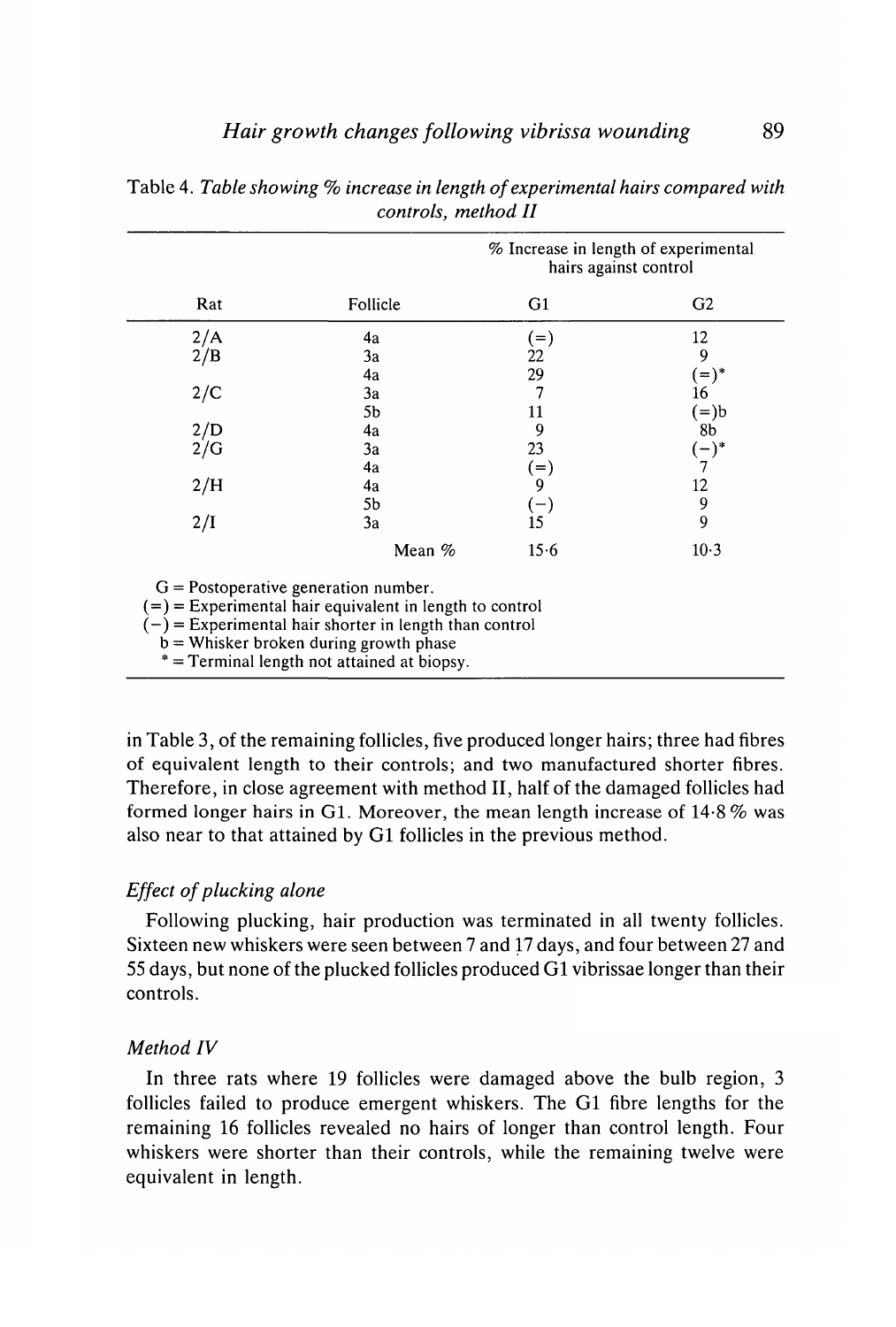Table 4. *Table showing % increase in length of experimental hairs compared with controls, method II*

| Rat | Follicle | % Increase in length of experimental hairs against control | |
|---|---|---|---|
| | | G1 | G2 |
| 2/A | 4a | (=) | 12 |
| 2/B | 3a | 22 | 9 |
| | 4a | 29 | (=)* |
| 2/C | 3a | 7 | 16 |
| | 5b | 11 | (=)b |
| 2/D | 4a | 9 | 8b |
| 2/G | 3a | 23 | (−)* |
| | 4a | (=) | 7 |
| 2/H | 4a | 9 | 12 |
| | 5b | (−) | 9 |
| 2/I | 3a | 15 | 9 |
| | Mean % | 15·6 | 10·3 |

G = Postoperative generation number.
(=) = Experimental hair equivalent in length to control
(−) = Experimental hair shorter in length than control
b = Whisker broken during growth phase
* = Terminal length not attained at biopsy.

in Table 3, of the remaining follicles, five produced longer hairs; three had fibres of equivalent length to their controls; and two manufactured shorter fibres. Therefore, in close agreement with method II, half of the damaged follicles had formed longer hairs in G1. Moreover, the mean length increase of 14·8 % was also near to that attained by G1 follicles in the previous method.

### *Effect of plucking alone*

Following plucking, hair production was terminated in all twenty follicles. Sixteen new whiskers were seen between 7 and 17 days, and four between 27 and 55 days, but none of the plucked follicles produced G1 vibrissae longer than their controls.

### *Method IV*

In three rats where 19 follicles were damaged above the bulb region, 3 follicles failed to produce emergent whiskers. The G1 fibre lengths for the remaining 16 follicles revealed no hairs of longer than control length. Four whiskers were shorter than their controls, while the remaining twelve were equivalent in length.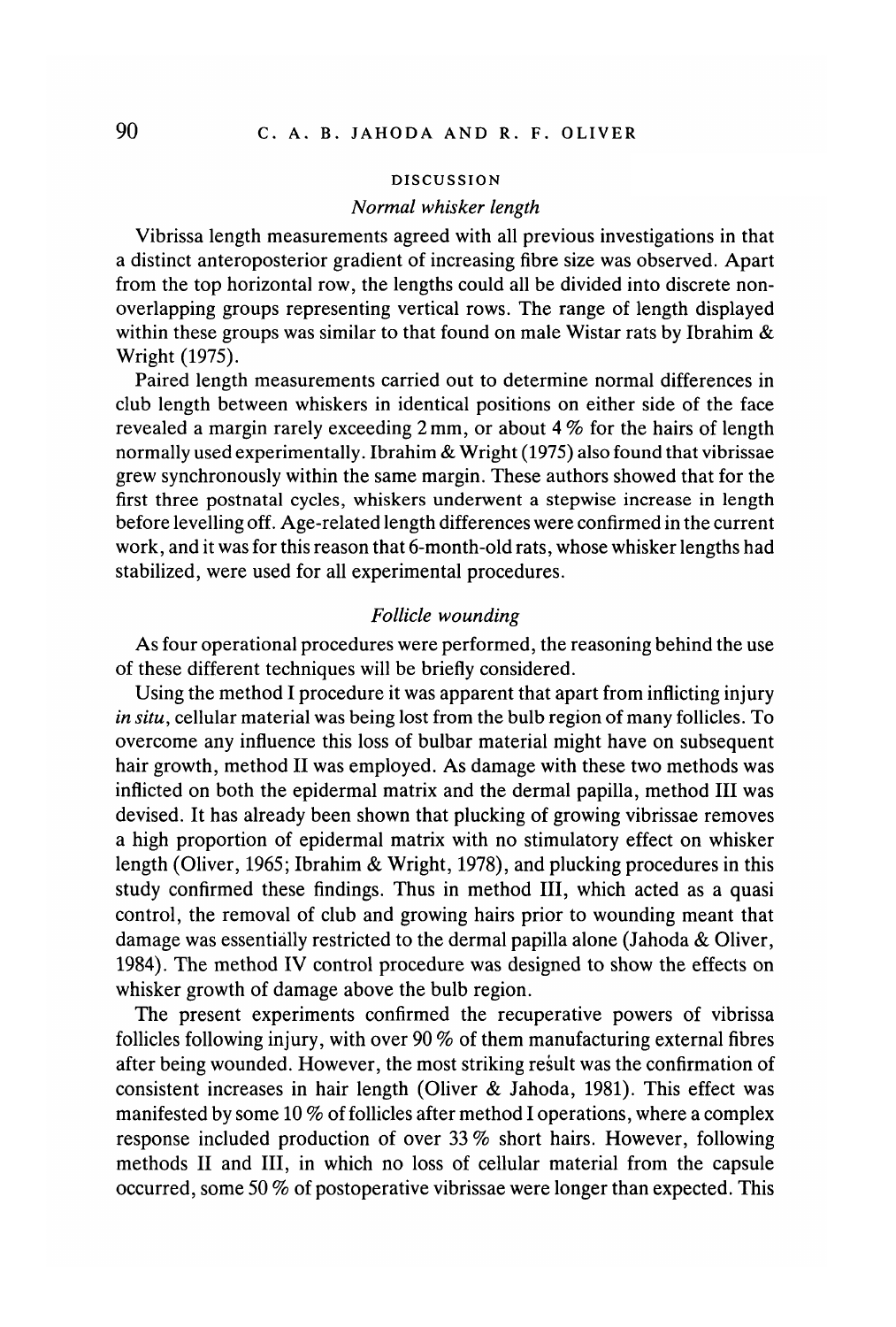## DISCUSSION

### *Normal whisker length*

Vibrissa length measurements agreed with all previous investigations in that a distinct anteroposterior gradient of increasing fibre size was observed. Apart from the top horizontal row, the lengths could all be divided into discrete non-overlapping groups representing vertical rows. The range of length displayed within these groups was similar to that found on male Wistar rats by Ibrahim & Wright (1975).

Paired length measurements carried out to determine normal differences in club length between whiskers in identical positions on either side of the face revealed a margin rarely exceeding 2 mm, or about 4 % for the hairs of length normally used experimentally. Ibrahim & Wright (1975) also found that vibrissae grew synchronously within the same margin. These authors showed that for the first three postnatal cycles, whiskers underwent a stepwise increase in length before levelling off. Age-related length differences were confirmed in the current work, and it was for this reason that 6-month-old rats, whose whisker lengths had stabilized, were used for all experimental procedures.

### *Follicle wounding*

As four operational procedures were performed, the reasoning behind the use of these different techniques will be briefly considered.

Using the method I procedure it was apparent that apart from inflicting injury *in situ*, cellular material was being lost from the bulb region of many follicles. To overcome any influence this loss of bulbar material might have on subsequent hair growth, method II was employed. As damage with these two methods was inflicted on both the epidermal matrix and the dermal papilla, method III was devised. It has already been shown that plucking of growing vibrissae removes a high proportion of epidermal matrix with no stimulatory effect on whisker length (Oliver, 1965; Ibrahim & Wright, 1978), and plucking procedures in this study confirmed these findings. Thus in method III, which acted as a quasi control, the removal of club and growing hairs prior to wounding meant that damage was essentially restricted to the dermal papilla alone (Jahoda & Oliver, 1984). The method IV control procedure was designed to show the effects on whisker growth of damage above the bulb region.

The present experiments confirmed the recuperative powers of vibrissa follicles following injury, with over 90 % of them manufacturing external fibres after being wounded. However, the most striking result was the confirmation of consistent increases in hair length (Oliver & Jahoda, 1981). This effect was manifested by some 10 % of follicles after method I operations, where a complex response included production of over 33 % short hairs. However, following methods II and III, in which no loss of cellular material from the capsule occurred, some 50 % of postoperative vibrissae were longer than expected. This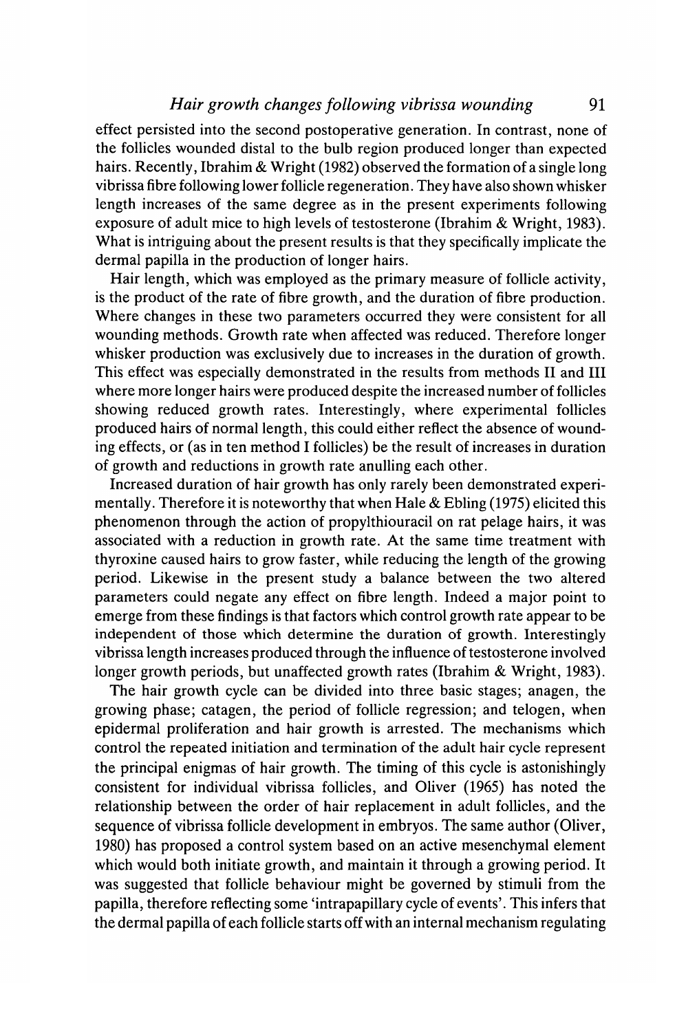effect persisted into the second postoperative generation. In contrast, none of the follicles wounded distal to the bulb region produced longer than expected hairs. Recently, Ibrahim & Wright (1982) observed the formation of a single long vibrissa fibre following lower follicle regeneration. They have also shown whisker length increases of the same degree as in the present experiments following exposure of adult mice to high levels of testosterone (Ibrahim & Wright, 1983). What is intriguing about the present results is that they specifically implicate the dermal papilla in the production of longer hairs.

Hair length, which was employed as the primary measure of follicle activity, is the product of the rate of fibre growth, and the duration of fibre production. Where changes in these two parameters occurred they were consistent for all wounding methods. Growth rate when affected was reduced. Therefore longer whisker production was exclusively due to increases in the duration of growth. This effect was especially demonstrated in the results from methods II and III where more longer hairs were produced despite the increased number of follicles showing reduced growth rates. Interestingly, where experimental follicles produced hairs of normal length, this could either reflect the absence of wounding effects, or (as in ten method I follicles) be the result of increases in duration of growth and reductions in growth rate anulling each other.

Increased duration of hair growth has only rarely been demonstrated experimentally. Therefore it is noteworthy that when Hale & Ebling (1975) elicited this phenomenon through the action of propylthiouracil on rat pelage hairs, it was associated with a reduction in growth rate. At the same time treatment with thyroxine caused hairs to grow faster, while reducing the length of the growing period. Likewise in the present study a balance between the two altered parameters could negate any effect on fibre length. Indeed a major point to emerge from these findings is that factors which control growth rate appear to be independent of those which determine the duration of growth. Interestingly vibrissa length increases produced through the influence of testosterone involved longer growth periods, but unaffected growth rates (Ibrahim & Wright, 1983).

The hair growth cycle can be divided into three basic stages; anagen, the growing phase; catagen, the period of follicle regression; and telogen, when epidermal proliferation and hair growth is arrested. The mechanisms which control the repeated initiation and termination of the adult hair cycle represent the principal enigmas of hair growth. The timing of this cycle is astonishingly consistent for individual vibrissa follicles, and Oliver (1965) has noted the relationship between the order of hair replacement in adult follicles, and the sequence of vibrissa follicle development in embryos. The same author (Oliver, 1980) has proposed a control system based on an active mesenchymal element which would both initiate growth, and maintain it through a growing period. It was suggested that follicle behaviour might be governed by stimuli from the papilla, therefore reflecting some 'intrapapillary cycle of events'. This infers that the dermal papilla of each follicle starts off with an internal mechanism regulating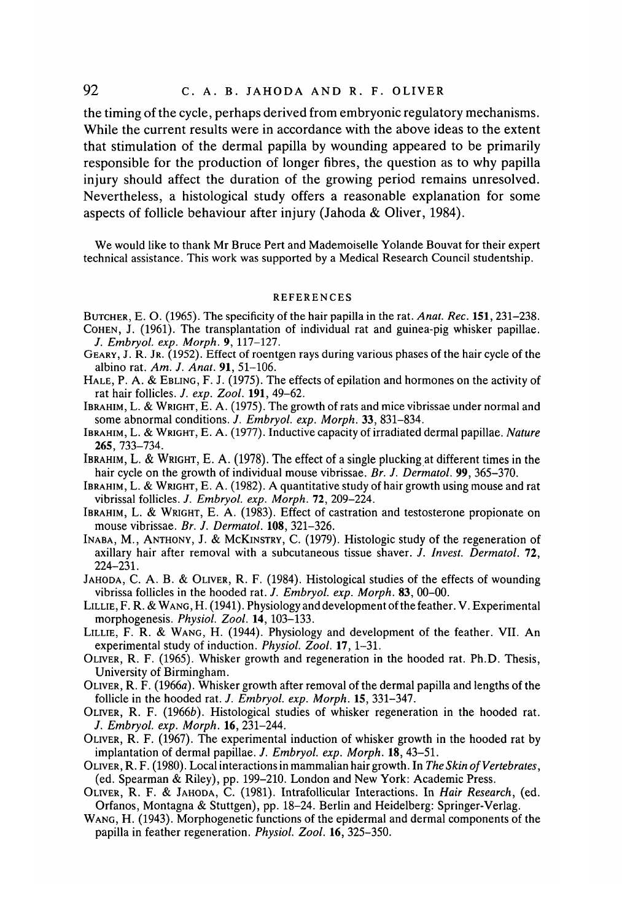the timing of the cycle, perhaps derived from embryonic regulatory mechanisms. While the current results were in accordance with the above ideas to the extent that stimulation of the dermal papilla by wounding appeared to be primarily responsible for the production of longer fibres, the question as to why papilla injury should affect the duration of the growing period remains unresolved. Nevertheless, a histological study offers a reasonable explanation for some aspects of follicle behaviour after injury (Jahoda & Oliver, 1984).

We would like to thank Mr Bruce Pert and Mademoiselle Yolande Bouvat for their expert technical assistance. This work was supported by a Medical Research Council studentship.

## REFERENCES

Butcher, E. O. (1965). The specificity of the hair papilla in the rat. *Anat. Rec.* **151**, 231–238.

Cohen, J. (1961). The transplantation of individual rat and guinea-pig whisker papillae. *J. Embryol. exp. Morph.* **9**, 117–127.

Geary, J. R. Jr. (1952). Effect of roentgen rays during various phases of the hair cycle of the albino rat. *Am. J. Anat.* **91**, 51–106.

Hale, P. A. & Ebling, F. J. (1975). The effects of epilation and hormones on the activity of rat hair follicles. *J. exp. Zool.* **191**, 49–62.

Ibrahim, L. & Wright, E. A. (1975). The growth of rats and mice vibrissae under normal and some abnormal conditions. *J. Embryol. exp. Morph.* **33**, 831–834.

Ibrahim, L. & Wright, E. A. (1977). Inductive capacity of irradiated dermal papillae. *Nature* **265**, 733–734.

Ibrahim, L. & Wright, E. A. (1978). The effect of a single plucking at different times in the hair cycle on the growth of individual mouse vibrissae. *Br. J. Dermatol.* **99**, 365–370.

Ibrahim, L. & Wright, E. A. (1982). A quantitative study of hair growth using mouse and rat vibrissal follicles. *J. Embryol. exp. Morph.* **72**, 209–224.

Ibrahim, L. & Wright, E. A. (1983). Effect of castration and testosterone propionate on mouse vibrissae. *Br. J. Dermatol.* **108**, 321–326.

Inaba, M., Anthony, J. & McKinstry, C. (1979). Histologic study of the regeneration of axillary hair after removal with a subcutaneous tissue shaver. *J. Invest. Dermatol.* **72**, 224–231.

Jahoda, C. A. B. & Oliver, R. F. (1984). Histological studies of the effects of wounding vibrissa follicles in the hooded rat. *J. Embryol. exp. Morph.* **83**, 00–00.

Lillie, F. R. & Wang, H. (1941). Physiology and development of the feather. V. Experimental morphogenesis. *Physiol. Zool.* **14**, 103–133.

Lillie, F. R. & Wang, H. (1944). Physiology and development of the feather. VII. An experimental study of induction. *Physiol. Zool.* **17**, 1–31.

Oliver, R. F. (1965). Whisker growth and regeneration in the hooded rat. Ph.D. Thesis, University of Birmingham.

Oliver, R. F. (1966*a*). Whisker growth after removal of the dermal papilla and lengths of the follicle in the hooded rat. *J. Embryol. exp. Morph.* **15**, 331–347.

Oliver, R. F. (1966*b*). Histological studies of whisker regeneration in the hooded rat. *J. Embryol. exp. Morph.* **16**, 231–244.

Oliver, R. F. (1967). The experimental induction of whisker growth in the hooded rat by implantation of dermal papillae. *J. Embryol. exp. Morph.* **18**, 43–51.

Oliver, R. F. (1980). Local interactions in mammalian hair growth. In *The Skin of Vertebrates*, (ed. Spearman & Riley), pp. 199–210. London and New York: Academic Press.

Oliver, R. F. & Jahoda, C. (1981). Intrafollicular Interactions. In *Hair Research*, (ed. Orfanos, Montagna & Stuttgen), pp. 18–24. Berlin and Heidelberg: Springer-Verlag.

Wang, H. (1943). Morphogenetic functions of the epidermal and dermal components of the papilla in feather regeneration. *Physiol. Zool.* **16**, 325–350.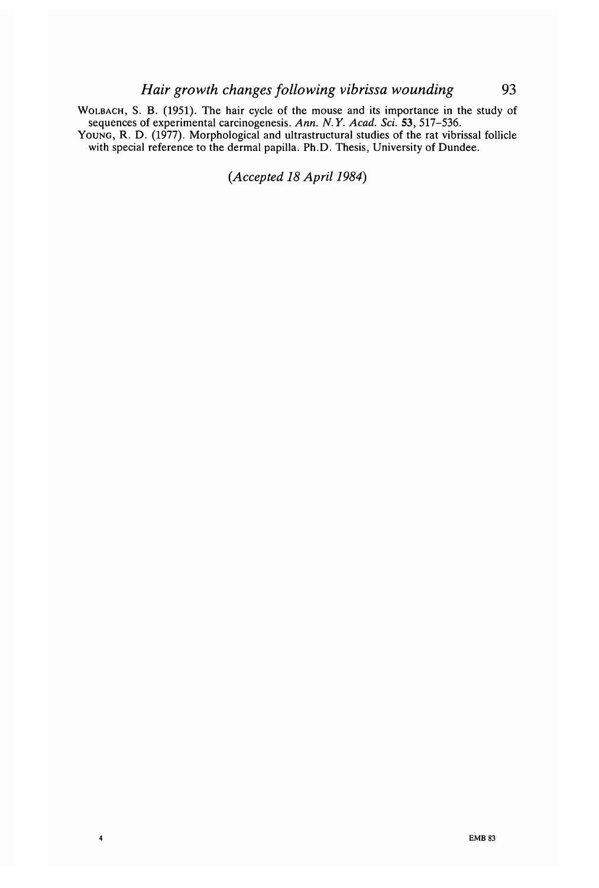Wolbach, S. B. (1951). The hair cycle of the mouse and its importance in the study of sequences of experimental carcinogenesis. *Ann. N.Y. Acad. Sci.* **53**, 517–536.

Young, R. D. (1977). Morphological and ultrastructural studies of the rat vibrissal follicle with special reference to the dermal papilla. Ph.D. Thesis, University of Dundee.

*(Accepted 18 April 1984)*